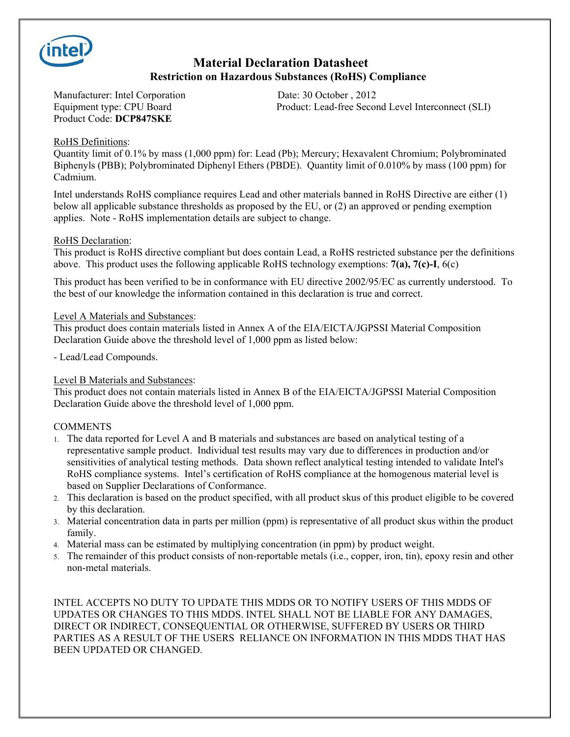# Material Declaration Datasheet

## Restriction on Hazardous Substances (RoHS) Compliance

Manufacturer: Intel Corporation
Equipment type: CPU Board
Product Code: **DCP847SKE**

Date: 30 October , 2012
Product: Lead-free Second Level Interconnect (SLI)

RoHS Definitions:
Quantity limit of 0.1% by mass (1,000 ppm) for: Lead (Pb); Mercury; Hexavalent Chromium; Polybrominated Biphenyls (PBB); Polybrominated Diphenyl Ethers (PBDE). Quantity limit of 0.010% by mass (100 ppm) for Cadmium.

Intel understands RoHS compliance requires Lead and other materials banned in RoHS Directive are either (1) below all applicable substance thresholds as proposed by the EU, or (2) an approved or pending exemption applies. Note - RoHS implementation details are subject to change.

RoHS Declaration:
This product is RoHS directive compliant but does contain Lead, a RoHS restricted substance per the definitions above. This product uses the following applicable RoHS technology exemptions: **7(a), 7(c)-I**, 6(c)

This product has been verified to be in conformance with EU directive 2002/95/EC as currently understood. To the best of our knowledge the information contained in this declaration is true and correct.

Level A Materials and Substances:
This product does contain materials listed in Annex A of the EIA/EICTA/JGPSSI Material Composition Declaration Guide above the threshold level of 1,000 ppm as listed below:

- Lead/Lead Compounds.

Level B Materials and Substances:
This product does not contain materials listed in Annex B of the EIA/EICTA/JGPSSI Material Composition Declaration Guide above the threshold level of 1,000 ppm.

COMMENTS

1. The data reported for Level A and B materials and substances are based on analytical testing of a representative sample product. Individual test results may vary due to differences in production and/or sensitivities of analytical testing methods. Data shown reflect analytical testing intended to validate Intel's RoHS compliance systems. Intel's certification of RoHS compliance at the homogenous material level is based on Supplier Declarations of Conformance.
2. This declaration is based on the product specified, with all product skus of this product eligible to be covered by this declaration.
3. Material concentration data in parts per million (ppm) is representative of all product skus within the product family.
4. Material mass can be estimated by multiplying concentration (in ppm) by product weight.
5. The remainder of this product consists of non-reportable metals (i.e., copper, iron, tin), epoxy resin and other non-metal materials.

INTEL ACCEPTS NO DUTY TO UPDATE THIS MDDS OR TO NOTIFY USERS OF THIS MDDS OF UPDATES OR CHANGES TO THIS MDDS. INTEL SHALL NOT BE LIABLE FOR ANY DAMAGES, DIRECT OR INDIRECT, CONSEQUENTIAL OR OTHERWISE, SUFFERED BY USERS OR THIRD PARTIES AS A RESULT OF THE USERS RELIANCE ON INFORMATION IN THIS MDDS THAT HAS BEEN UPDATED OR CHANGED.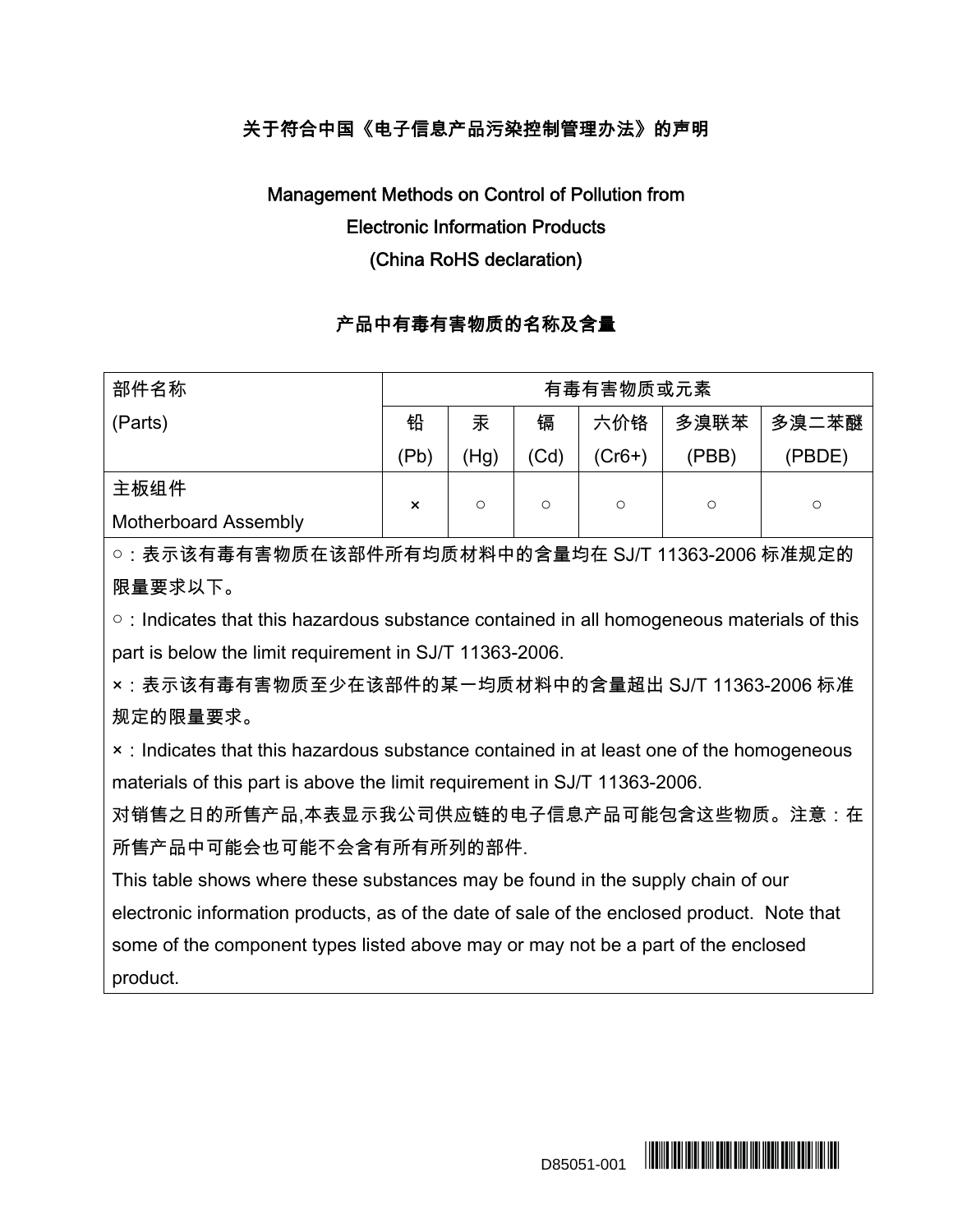**关于符合中国《电子信息产品污染控制管理办法》的声明**

Management Methods on Control of Pollution from
Electronic Information Products
(China RoHS declaration)

**产品中有毒有害物质的名称及含量**

| 部件名称 (Parts) | 有毒有害物质或元素 | | | | | |
|---|---|---|---|---|---|---|
| | 铅 (Pb) | 汞 (Hg) | 镉 (Cd) | 六价铬 (Cr6+) | 多溴联苯 (PBB) | 多溴二苯醚 (PBDE) |
| 主板组件 Motherboard Assembly | × | ○ | ○ | ○ | ○ | ○ |

○：表示该有毒有害物质在该部件所有均质材料中的含量均在 SJ/T 11363-2006 标准规定的限量要求以下。

○：Indicates that this hazardous substance contained in all homogeneous materials of this part is below the limit requirement in SJ/T 11363-2006.

×：表示该有毒有害物质至少在该部件的某一均质材料中的含量超出 SJ/T 11363-2006 标准规定的限量要求。

×：Indicates that this hazardous substance contained in at least one of the homogeneous materials of this part is above the limit requirement in SJ/T 11363-2006.

对销售之日的所售产品,本表显示我公司供应链的电子信息产品可能包含这些物质。注意：在所售产品中可能会也可能不会含有所有所列的部件.

This table shows where these substances may be found in the supply chain of our electronic information products, as of the date of sale of the enclosed product. Note that some of the component types listed above may or may not be a part of the enclosed product.

D85051-001